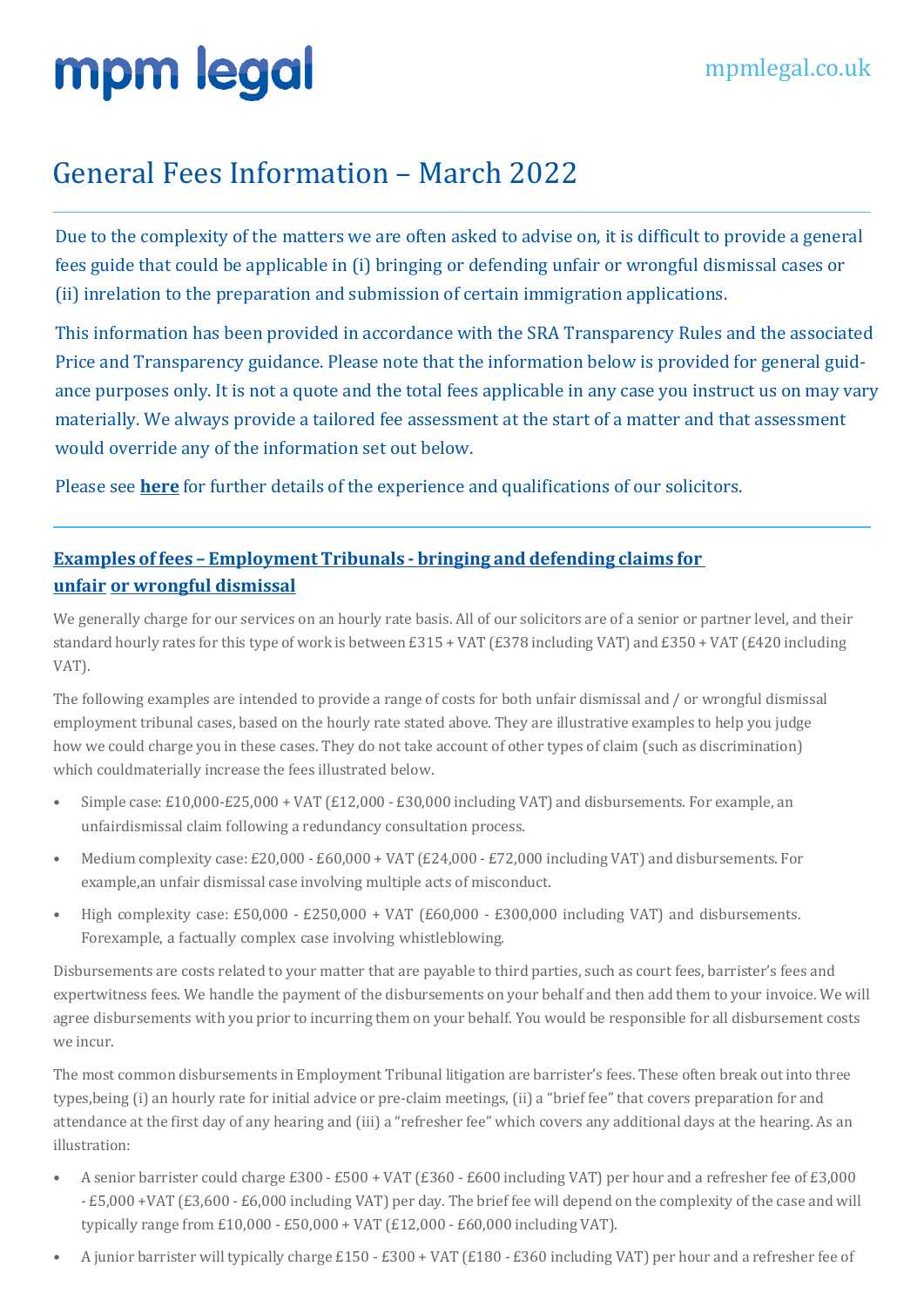# mpm legal

mpmlegal.co.uk

## General Fees Information – March 2022

Due to the complexity of the matters we are often asked to advise on, it is difficult to provide a general fees guide that could be applicable in (i) bringing or defending unfair or wrongful dismissal cases or (ii) inrelation to the preparation and submission of certain immigration applications.

This information has been provided in accordance with the SRA Transparency Rules and the associated Price and Transparency guidance. Please note that the information below is provided for general guidance purposes only. It is not a quote and the total fees applicable in any case you instruct us on may vary materially. We always provide a tailored fee assessment at the start of a matter and that assessment would override any of the information set out below.

Please see **here** for further details of the experience and qualifications of our solicitors.

---

### Examples of fees – Employment Tribunals - bringing and defending claims for unfair or wrongful dismissal

We generally charge for our services on an hourly rate basis. All of our solicitors are of a senior or partner level, and their standard hourly rates for this type of work is between £315 + VAT (£378 including VAT) and £350 + VAT (£420 including VAT).

The following examples are intended to provide a range of costs for both unfair dismissal and / or wrongful dismissal employment tribunal cases, based on the hourly rate stated above. They are illustrative examples to help you judge how we could charge you in these cases. They do not take account of other types of claim (such as discrimination) which couldmaterially increase the fees illustrated below.

- Simple case: £10,000-£25,000 + VAT (£12,000 - £30,000 including VAT) and disbursements. For example, an unfairdismissal claim following a redundancy consultation process.
- Medium complexity case: £20,000 - £60,000 + VAT (£24,000 - £72,000 including VAT) and disbursements. For example,an unfair dismissal case involving multiple acts of misconduct.
- High complexity case: £50,000 - £250,000 + VAT (£60,000 - £300,000 including VAT) and disbursements. Forexample, a factually complex case involving whistleblowing.

Disbursements are costs related to your matter that are payable to third parties, such as court fees, barrister's fees and expertwitness fees. We handle the payment of the disbursements on your behalf and then add them to your invoice. We will agree disbursements with you prior to incurring them on your behalf. You would be responsible for all disbursement costs we incur.

The most common disbursements in Employment Tribunal litigation are barrister's fees. These often break out into three types,being (i) an hourly rate for initial advice or pre-claim meetings, (ii) a "brief fee" that covers preparation for and attendance at the first day of any hearing and (iii) a "refresher fee" which covers any additional days at the hearing. As an illustration:

- A senior barrister could charge £300 - £500 + VAT (£360 - £600 including VAT) per hour and a refresher fee of £3,000 - £5,000 +VAT (£3,600 - £6,000 including VAT) per day. The brief fee will depend on the complexity of the case and will typically range from £10,000 - £50,000 + VAT (£12,000 - £60,000 including VAT).
- A junior barrister will typically charge £150 - £300 + VAT (£180 - £360 including VAT) per hour and a refresher fee of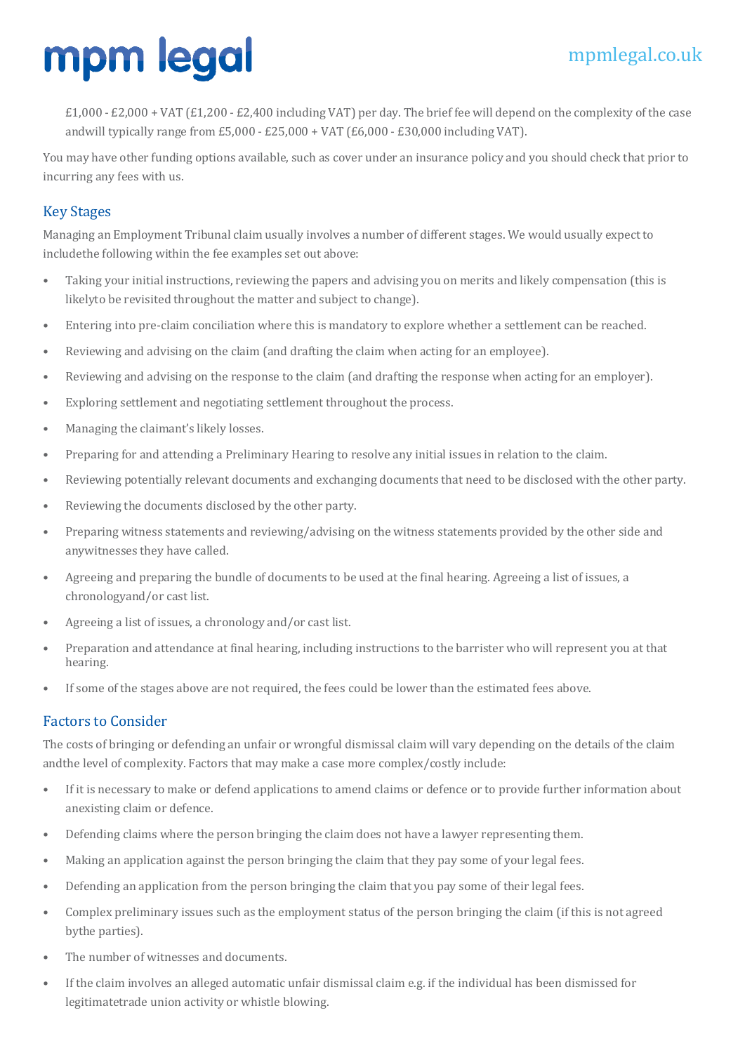£1,000 - £2,000 + VAT (£1,200 - £2,400 including VAT) per day. The brief fee will depend on the complexity of the case andwill typically range from £5,000 - £25,000 + VAT (£6,000 - £30,000 including VAT).

You may have other funding options available, such as cover under an insurance policy and you should check that prior to incurring any fees with us.

## Key Stages

Managing an Employment Tribunal claim usually involves a number of different stages. We would usually expect to includethe following within the fee examples set out above:

- Taking your initial instructions, reviewing the papers and advising you on merits and likely compensation (this is likelyto be revisited throughout the matter and subject to change).
- Entering into pre-claim conciliation where this is mandatory to explore whether a settlement can be reached.
- Reviewing and advising on the claim (and drafting the claim when acting for an employee).
- Reviewing and advising on the response to the claim (and drafting the response when acting for an employer).
- Exploring settlement and negotiating settlement throughout the process.
- Managing the claimant's likely losses.
- Preparing for and attending a Preliminary Hearing to resolve any initial issues in relation to the claim.
- Reviewing potentially relevant documents and exchanging documents that need to be disclosed with the other party.
- Reviewing the documents disclosed by the other party.
- Preparing witness statements and reviewing/advising on the witness statements provided by the other side and anywitnesses they have called.
- Agreeing and preparing the bundle of documents to be used at the final hearing. Agreeing a list of issues, a chronologyand/or cast list.
- Agreeing a list of issues, a chronology and/or cast list.
- Preparation and attendance at final hearing, including instructions to the barrister who will represent you at that hearing.
- If some of the stages above are not required, the fees could be lower than the estimated fees above.

## Factors to Consider

The costs of bringing or defending an unfair or wrongful dismissal claim will vary depending on the details of the claim andthe level of complexity. Factors that may make a case more complex/costly include:

- If it is necessary to make or defend applications to amend claims or defence or to provide further information about anexisting claim or defence.
- Defending claims where the person bringing the claim does not have a lawyer representing them.
- Making an application against the person bringing the claim that they pay some of your legal fees.
- Defending an application from the person bringing the claim that you pay some of their legal fees.
- Complex preliminary issues such as the employment status of the person bringing the claim (if this is not agreed bythe parties).
- The number of witnesses and documents.
- If the claim involves an alleged automatic unfair dismissal claim e.g. if the individual has been dismissed for legitimatetrade union activity or whistle blowing.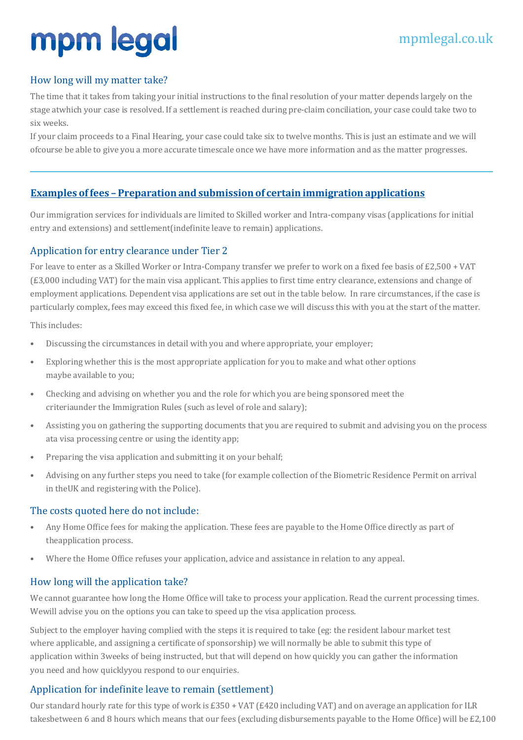### How long will my matter take?

The time that it takes from taking your initial instructions to the final resolution of your matter depends largely on the stage atwhich your case is resolved. If a settlement is reached during pre-claim conciliation, your case could take two to six weeks.

If your claim proceeds to a Final Hearing, your case could take six to twelve months. This is just an estimate and we will ofcourse be able to give you a more accurate timescale once we have more information and as the matter progresses.

---

## **Examples of fees – Preparation and submission of certain immigration applications**

Our immigration services for individuals are limited to Skilled worker and Intra-company visas (applications for initial entry and extensions) and settlement(indefinite leave to remain) applications.

### Application for entry clearance under Tier 2

For leave to enter as a Skilled Worker or Intra-Company transfer we prefer to work on a fixed fee basis of £2,500 + VAT (£3,000 including VAT) for the main visa applicant. This applies to first time entry clearance, extensions and change of employment applications. Dependent visa applications are set out in the table below. In rare circumstances, if the case is particularly complex, fees may exceed this fixed fee, in which case we will discuss this with you at the start of the matter.

This includes:

- Discussing the circumstances in detail with you and where appropriate, your employer;
- Exploring whether this is the most appropriate application for you to make and what other options maybe available to you;
- Checking and advising on whether you and the role for which you are being sponsored meet the criteriaunder the Immigration Rules (such as level of role and salary);
- Assisting you on gathering the supporting documents that you are required to submit and advising you on the process ata visa processing centre or using the identity app;
- Preparing the visa application and submitting it on your behalf;
- Advising on any further steps you need to take (for example collection of the Biometric Residence Permit on arrival in theUK and registering with the Police).

### The costs quoted here do not include:

- Any Home Office fees for making the application. These fees are payable to the Home Office directly as part of theapplication process.
- Where the Home Office refuses your application, advice and assistance in relation to any appeal.

### How long will the application take?

We cannot guarantee how long the Home Office will take to process your application. Read the current processing times. Wewill advise you on the options you can take to speed up the visa application process.

Subject to the employer having complied with the steps it is required to take (eg: the resident labour market test where applicable, and assigning a certificate of sponsorship) we will normally be able to submit this type of application within 3weeks of being instructed, but that will depend on how quickly you can gather the information you need and how quicklyyou respond to our enquiries.

### Application for indefinite leave to remain (settlement)

Our standard hourly rate for this type of work is £350 + VAT (£420 including VAT) and on average an application for ILR takesbetween 6 and 8 hours which means that our fees (excluding disbursements payable to the Home Office) will be £2,100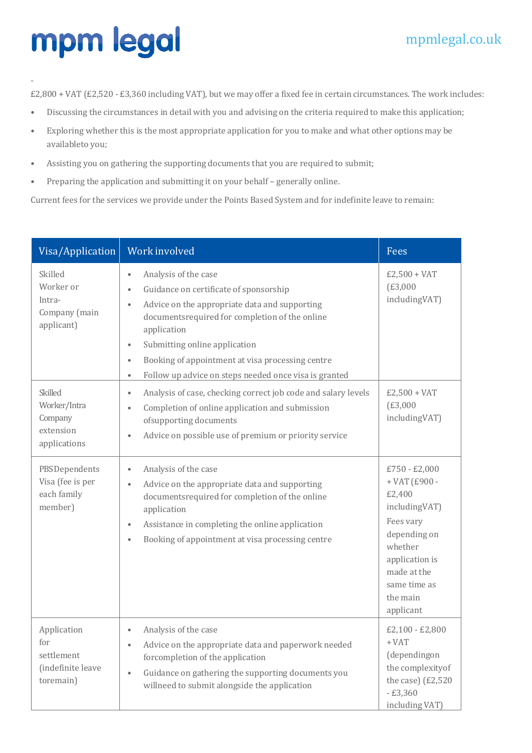-

£2,800 + VAT (£2,520 - £3,360 including VAT), but we may offer a fixed fee in certain circumstances. The work includes:

- Discussing the circumstances in detail with you and advising on the criteria required to make this application;
- Exploring whether this is the most appropriate application for you to make and what other options may be availableto you;
- Assisting you on gathering the supporting documents that you are required to submit;
- Preparing the application and submitting it on your behalf – generally online.

Current fees for the services we provide under the Points Based System and for indefinite leave to remain:

| Visa/Application | Work involved | Fees |
|---|---|---|
| Skilled Worker or Intra-Company (main applicant) | • Analysis of the case<br>• Guidance on certificate of sponsorship<br>• Advice on the appropriate data and supporting documentsrequired for completion of the online application<br>• Submitting online application<br>• Booking of appointment at visa processing centre<br>• Follow up advice on steps needed once visa is granted | £2,500 + VAT (£3,000 includingVAT) |
| Skilled Worker/Intra Company extension applications | • Analysis of case, checking correct job code and salary levels<br>• Completion of online application and submission ofsupporting documents<br>• Advice on possible use of premium or priority service | £2,500 + VAT (£3,000 includingVAT) |
| PBS Dependents Visa (fee is per each family member) | • Analysis of the case<br>• Advice on the appropriate data and supporting documentsrequired for completion of the online application<br>• Assistance in completing the online application<br>• Booking of appointment at visa processing centre | £750 - £2,000 + VAT (£900 - £2,400 includingVAT)<br>Fees vary depending on whether application is made at the same time as the main applicant |
| Application for settlement (indefinite leave toremain) | • Analysis of the case<br>• Advice on the appropriate data and paperwork needed forcompletion of the application<br>• Guidance on gathering the supporting documents you willneed to submit alongside the application | £2,100 - £2,800 + VAT (dependingon the complexityof the case) (£2,520 - £3,360 including VAT) |